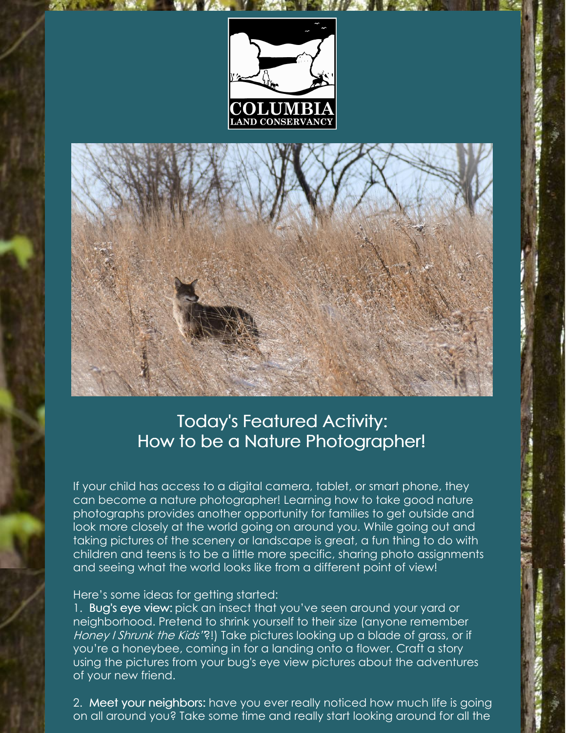COLUMBIA LAND CONSERVANCY

## Today's Featured Activity: How to be a Nature Photographer!

If your child has access to a digital camera, tablet, or smart phone, they can become a nature photographer! Learning how to take good nature photographs provides another opportunity for families to get outside and look more closely at the world going on around you. While going out and taking pictures of the scenery or landscape is great, a fun thing to do with children and teens is to be a little more specific, sharing photo assignments and seeing what the world looks like from a different point of view!

Here's some ideas for getting started:

1. **Bug's eye view:** pick an insect that you've seen around your yard or neighborhood. Pretend to shrink yourself to their size (anyone remember *Honey I Shrunk the Kids"*?!) Take pictures looking up a blade of grass, or if you're a honeybee, coming in for a landing onto a flower. Craft a story using the pictures from your bug's eye view pictures about the adventures of your new friend.

2. **Meet your neighbors:** have you ever really noticed how much life is going on all around you? Take some time and really start looking around for all the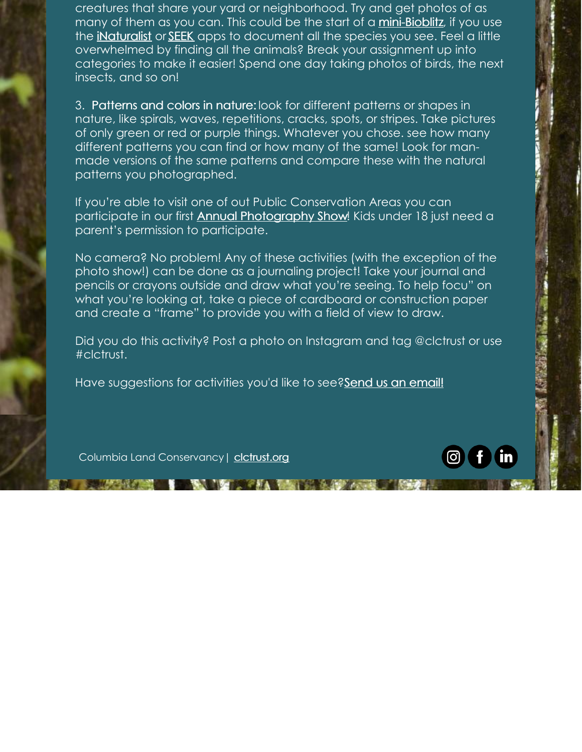creatures that share your yard or neighborhood. Try and get photos of as many of them as you can. This could be the start of a mini-Bioblitz, if you use the iNaturalist or SEEK apps to document all the species you see. Feel a little overwhelmed by finding all the animals? Break your assignment up into categories to make it easier! Spend one day taking photos of birds, the next insects, and so on!

3. **Patterns and colors in nature:** look for different patterns or shapes in nature, like spirals, waves, repetitions, cracks, spots, or stripes. Take pictures of only green or red or purple things. Whatever you chose. see how many different patterns you can find or how many of the same! Look for man-made versions of the same patterns and compare these with the natural patterns you photographed.

If you're able to visit one of out Public Conservation Areas you can participate in our first Annual Photography Show! Kids under 18 just need a parent's permission to participate.

No camera? No problem! Any of these activities (with the exception of the photo show!) can be done as a journaling project! Take your journal and pencils or crayons outside and draw what you're seeing. To help focu" on what you're looking at, take a piece of cardboard or construction paper and create a "frame" to provide you with a field of view to draw.

Did you do this activity? Post a photo on Instagram and tag @clctrust or use #clctrust.

Have suggestions for activities you'd like to see? Send us an email!

Columbia Land Conservancy | clctrust.org